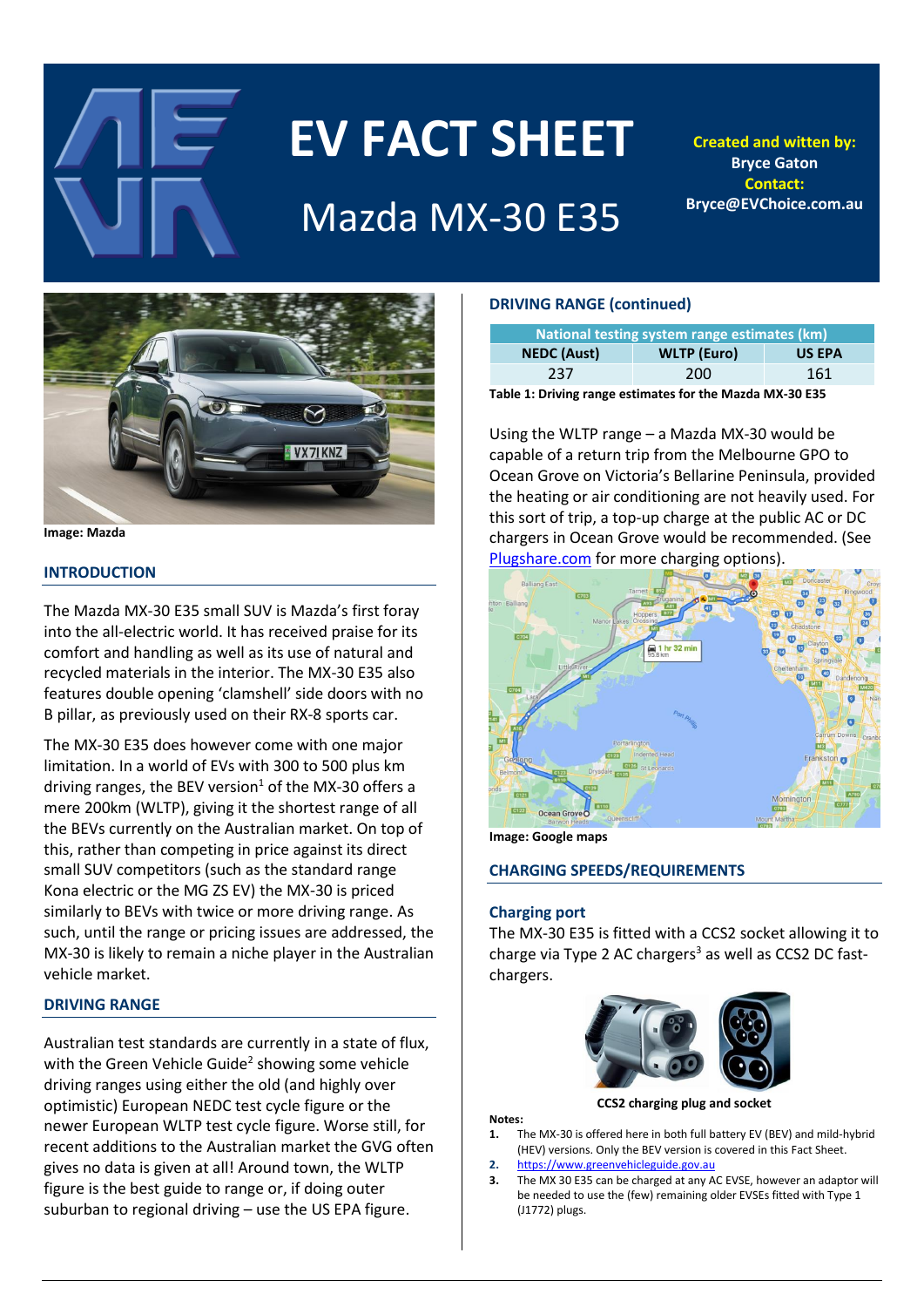# EV FACT SHEET

## Mazda MX-30 E35

**Created and witten by:** Bryce Gaton
**Contact:** Bryce@EVChoice.com.au

Image: Mazda

## INTRODUCTION

The Mazda MX-30 E35 small SUV is Mazda's first foray into the all-electric world. It has received praise for its comfort and handling as well as its use of natural and recycled materials in the interior. The MX-30 E35 also features double opening 'clamshell' side doors with no B pillar, as previously used on their RX-8 sports car.

The MX-30 E35 does however come with one major limitation. In a world of EVs with 300 to 500 plus km driving ranges, the BEV version[1] of the MX-30 offers a mere 200km (WLTP), giving it the shortest range of all the BEVs currently on the Australian market. On top of this, rather than competing in price against its direct small SUV competitors (such as the standard range Kona electric or the MG ZS EV) the MX-30 is priced similarly to BEVs with twice or more driving range. As such, until the range or pricing issues are addressed, the MX-30 is likely to remain a niche player in the Australian vehicle market.

## DRIVING RANGE

Australian test standards are currently in a state of flux, with the Green Vehicle Guide[2] showing some vehicle driving ranges using either the old (and highly over optimistic) European NEDC test cycle figure or the newer European WLTP test cycle figure. Worse still, for recent additions to the Australian market the GVG often gives no data is given at all! Around town, the WLTP figure is the best guide to range or, if doing outer suburban to regional driving – use the US EPA figure.

## DRIVING RANGE (continued)

| National testing system range estimates (km) | | |
|---|---|---|
| NEDC (Aust) | WLTP (Euro) | US EPA |
| 237 | 200 | 161 |

**Table 1: Driving range estimates for the Mazda MX-30 E35**

Using the WLTP range – a Mazda MX-30 would be capable of a return trip from the Melbourne GPO to Ocean Grove on Victoria's Bellarine Peninsula, provided the heating or air conditioning are not heavily used. For this sort of trip, a top-up charge at the public AC or DC chargers in Ocean Grove would be recommended. (See Plugshare.com for more charging options).

Image: Google maps

## CHARGING SPEEDS/REQUIREMENTS

### Charging port

The MX-30 E35 is fitted with a CCS2 socket allowing it to charge via Type 2 AC chargers[3] as well as CCS2 DC fast-chargers.

**CCS2 charging plug and socket**

**Notes:**

1. The MX-30 is offered here in both full battery EV (BEV) and mild-hybrid (HEV) versions. Only the BEV version is covered in this Fact Sheet.
2. https://www.greenvehicleguide.gov.au
3. The MX 30 E35 can be charged at any AC EVSE, however an adaptor will be needed to use the (few) remaining older EVSEs fitted with Type 1 (J1772) plugs.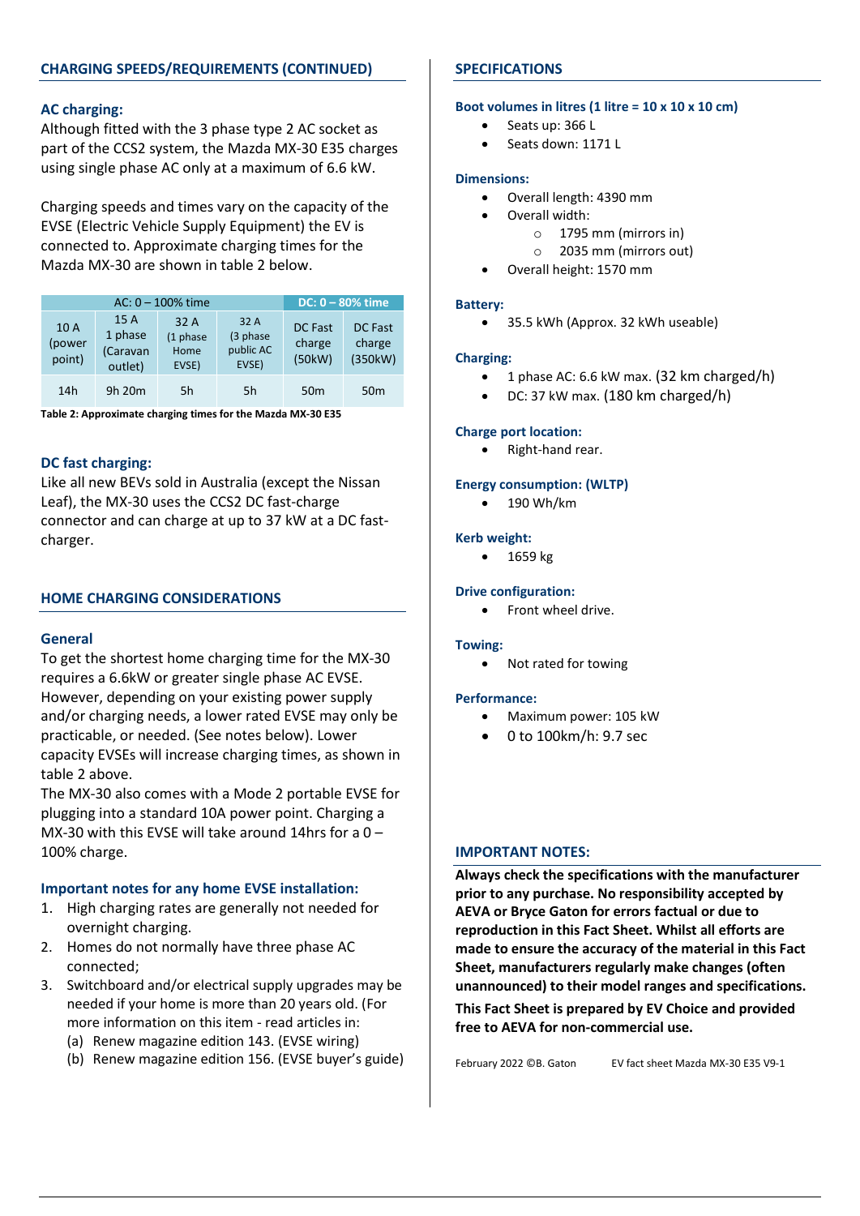## CHARGING SPEEDS/REQUIREMENTS (CONTINUED)

### AC charging:

Although fitted with the 3 phase type 2 AC socket as part of the CCS2 system, the Mazda MX-30 E35 charges using single phase AC only at a maximum of 6.6 kW.

Charging speeds and times vary on the capacity of the EVSE (Electric Vehicle Supply Equipment) the EV is connected to. Approximate charging times for the Mazda MX-30 are shown in table 2 below.

| AC: 0 – 100% time | | | | DC: 0 – 80% time | |
|---|---|---|---|---|---|
| 10 A (power point) | 15 A 1 phase (Caravan outlet) | 32 A (1 phase Home EVSE) | 32 A (3 phase public AC EVSE) | DC Fast charge (50kW) | DC Fast charge (350kW) |
| 14h | 9h 20m | 5h | 5h | 50m | 50m |

**Table 2: Approximate charging times for the Mazda MX-30 E35**

### DC fast charging:

Like all new BEVs sold in Australia (except the Nissan Leaf), the MX-30 uses the CCS2 DC fast-charge connector and can charge at up to 37 kW at a DC fast-charger.

## HOME CHARGING CONSIDERATIONS

### General

To get the shortest home charging time for the MX-30 requires a 6.6kW or greater single phase AC EVSE. However, depending on your existing power supply and/or charging needs, a lower rated EVSE may only be practicable, or needed. (See notes below). Lower capacity EVSEs will increase charging times, as shown in table 2 above.

The MX-30 also comes with a Mode 2 portable EVSE for plugging into a standard 10A power point. Charging a MX-30 with this EVSE will take around 14hrs for a 0 – 100% charge.

### Important notes for any home EVSE installation:

1. High charging rates are generally not needed for overnight charging.
2. Homes do not normally have three phase AC connected;
3. Switchboard and/or electrical supply upgrades may be needed if your home is more than 20 years old. (For more information on this item - read articles in:
   (a) Renew magazine edition 143. (EVSE wiring)
   (b) Renew magazine edition 156. (EVSE buyer's guide)

## SPECIFICATIONS

### Boot volumes in litres (1 litre = 10 x 10 x 10 cm)

- Seats up: 366 L
- Seats down: 1171 L

### Dimensions:

- Overall length: 4390 mm
- Overall width:
  - 1795 mm (mirrors in)
  - 2035 mm (mirrors out)
- Overall height: 1570 mm

### Battery:

- 35.5 kWh (Approx. 32 kWh useable)

### Charging:

- 1 phase AC: 6.6 kW max. (32 km charged/h)
- DC: 37 kW max. (180 km charged/h)

### Charge port location:

- Right-hand rear.

### Energy consumption: (WLTP)

- 190 Wh/km

### Kerb weight:

- 1659 kg

### Drive configuration:

- Front wheel drive.

### Towing:

- Not rated for towing

### Performance:

- Maximum power: 105 kW
- 0 to 100km/h: 9.7 sec

## IMPORTANT NOTES:

**Always check the specifications with the manufacturer prior to any purchase. No responsibility accepted by AEVA or Bryce Gaton for errors factual or due to reproduction in this Fact Sheet. Whilst all efforts are made to ensure the accuracy of the material in this Fact Sheet, manufacturers regularly make changes (often unannounced) to their model ranges and specifications.**

**This Fact Sheet is prepared by EV Choice and provided free to AEVA for non-commercial use.**

February 2022 ©B. Gaton EV fact sheet Mazda MX-30 E35 V9-1